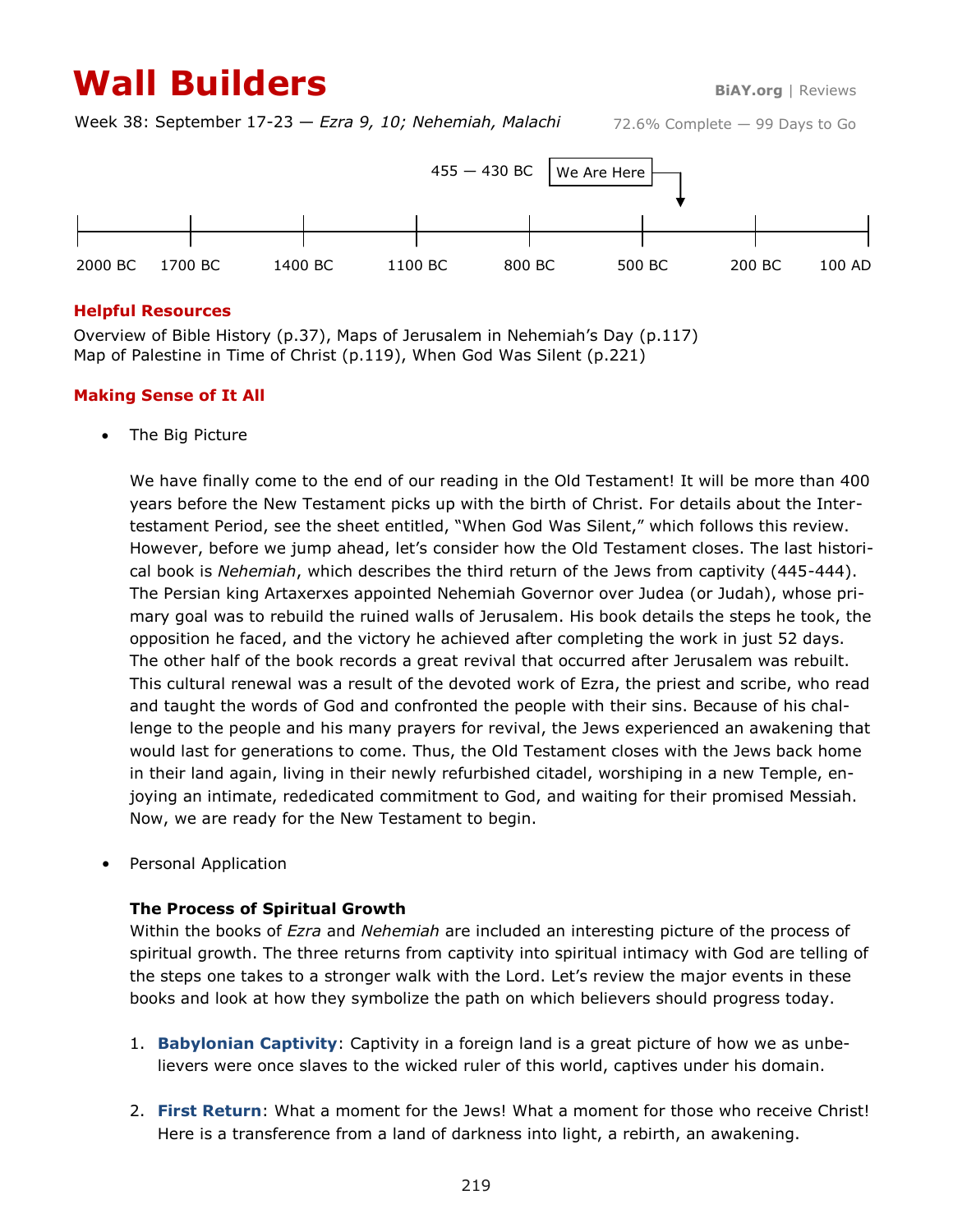# Wall Builders

BiAY.org | Reviews

Week 38: September 17-23 — *Ezra 9, 10; Nehemiah, Malachi*

72.6% Complete — 99 Days to Go

455 — 430 BC

We Are Here

2000 BC
1700 BC
1400 BC
1100 BC
800 BC
500 BC
200 BC
100 AD

## Helpful Resources

Overview of Bible History (p.37), Maps of Jerusalem in Nehemiah's Day (p.117)
Map of Palestine in Time of Christ (p.119), When God Was Silent (p.221)

## Making Sense of It All

- The Big Picture

  We have finally come to the end of our reading in the Old Testament! It will be more than 400 years before the New Testament picks up with the birth of Christ. For details about the Inter-testament Period, see the sheet entitled, "When God Was Silent," which follows this review. However, before we jump ahead, let's consider how the Old Testament closes. The last historical book is *Nehemiah*, which describes the third return of the Jews from captivity (445-444). The Persian king Artaxerxes appointed Nehemiah Governor over Judea (or Judah), whose primary goal was to rebuild the ruined walls of Jerusalem. His book details the steps he took, the opposition he faced, and the victory he achieved after completing the work in just 52 days. The other half of the book records a great revival that occurred after Jerusalem was rebuilt. This cultural renewal was a result of the devoted work of Ezra, the priest and scribe, who read and taught the words of God and confronted the people with their sins. Because of his challenge to the people and his many prayers for revival, the Jews experienced an awakening that would last for generations to come. Thus, the Old Testament closes with the Jews back home in their land again, living in their newly refurbished citadel, worshiping in a new Temple, enjoying an intimate, rededicated commitment to God, and waiting for their promised Messiah. Now, we are ready for the New Testament to begin.

- Personal Application

  **The Process of Spiritual Growth**
  Within the books of *Ezra* and *Nehemiah* are included an interesting picture of the process of spiritual growth. The three returns from captivity into spiritual intimacy with God are telling of the steps one takes to a stronger walk with the Lord. Let's review the major events in these books and look at how they symbolize the path on which believers should progress today.

  1. **Babylonian Captivity**: Captivity in a foreign land is a great picture of how we as unbelievers were once slaves to the wicked ruler of this world, captives under his domain.

  2. **First Return**: What a moment for the Jews! What a moment for those who receive Christ! Here is a transference from a land of darkness into light, a rebirth, an awakening.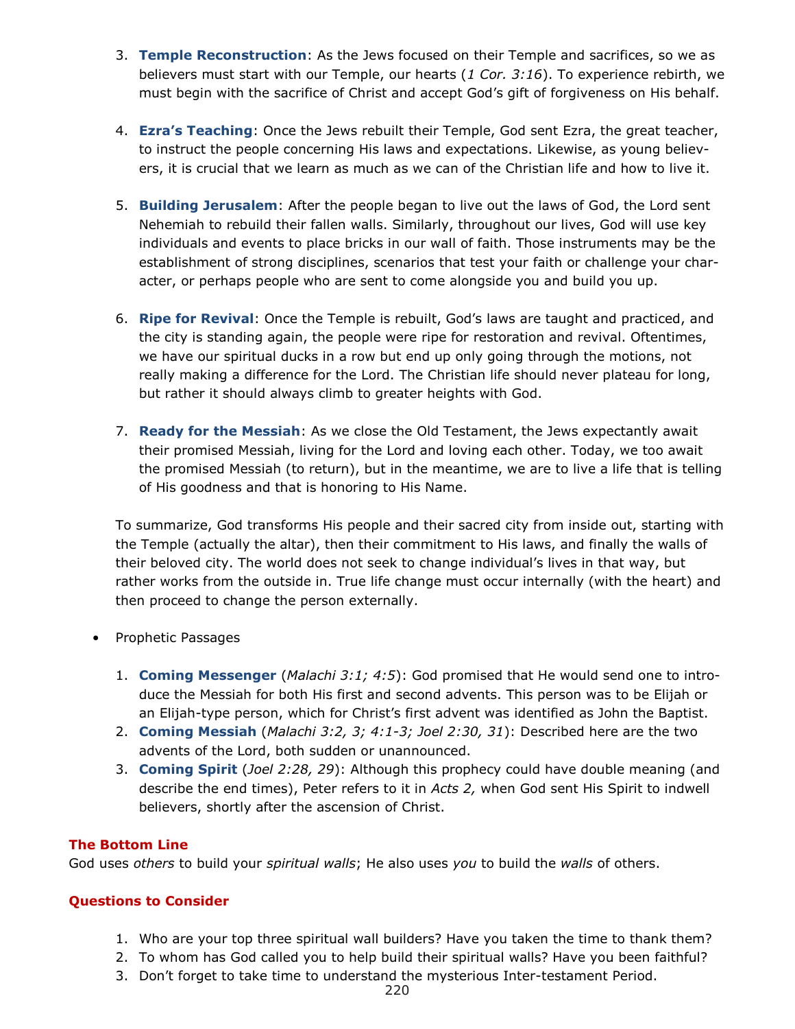3. **Temple Reconstruction**: As the Jews focused on their Temple and sacrifices, so we as believers must start with our Temple, our hearts (*1 Cor. 3:16*). To experience rebirth, we must begin with the sacrifice of Christ and accept God's gift of forgiveness on His behalf.

4. **Ezra's Teaching**: Once the Jews rebuilt their Temple, God sent Ezra, the great teacher, to instruct the people concerning His laws and expectations. Likewise, as young believers, it is crucial that we learn as much as we can of the Christian life and how to live it.

5. **Building Jerusalem**: After the people began to live out the laws of God, the Lord sent Nehemiah to rebuild their fallen walls. Similarly, throughout our lives, God will use key individuals and events to place bricks in our wall of faith. Those instruments may be the establishment of strong disciplines, scenarios that test your faith or challenge your character, or perhaps people who are sent to come alongside you and build you up.

6. **Ripe for Revival**: Once the Temple is rebuilt, God's laws are taught and practiced, and the city is standing again, the people were ripe for restoration and revival. Oftentimes, we have our spiritual ducks in a row but end up only going through the motions, not really making a difference for the Lord. The Christian life should never plateau for long, but rather it should always climb to greater heights with God.

7. **Ready for the Messiah**: As we close the Old Testament, the Jews expectantly await their promised Messiah, living for the Lord and loving each other. Today, we too await the promised Messiah (to return), but in the meantime, we are to live a life that is telling of His goodness and that is honoring to His Name.

To summarize, God transforms His people and their sacred city from inside out, starting with the Temple (actually the altar), then their commitment to His laws, and finally the walls of their beloved city. The world does not seek to change individual's lives in that way, but rather works from the outside in. True life change must occur internally (with the heart) and then proceed to change the person externally.

- Prophetic Passages

1. **Coming Messenger** (*Malachi 3:1; 4:5*): God promised that He would send one to introduce the Messiah for both His first and second advents. This person was to be Elijah or an Elijah-type person, which for Christ's first advent was identified as John the Baptist.
2. **Coming Messiah** (*Malachi 3:2, 3; 4:1-3; Joel 2:30, 31*): Described here are the two advents of the Lord, both sudden or unannounced.
3. **Coming Spirit** (*Joel 2:28, 29*): Although this prophecy could have double meaning (and describe the end times), Peter refers to it in *Acts 2,* when God sent His Spirit to indwell believers, shortly after the ascension of Christ.

### The Bottom Line

God uses *others* to build your *spiritual walls*; He also uses *you* to build the *walls* of others.

### Questions to Consider

1. Who are your top three spiritual wall builders? Have you taken the time to thank them?
2. To whom has God called you to help build their spiritual walls? Have you been faithful?
3. Don't forget to take time to understand the mysterious Inter-testament Period.